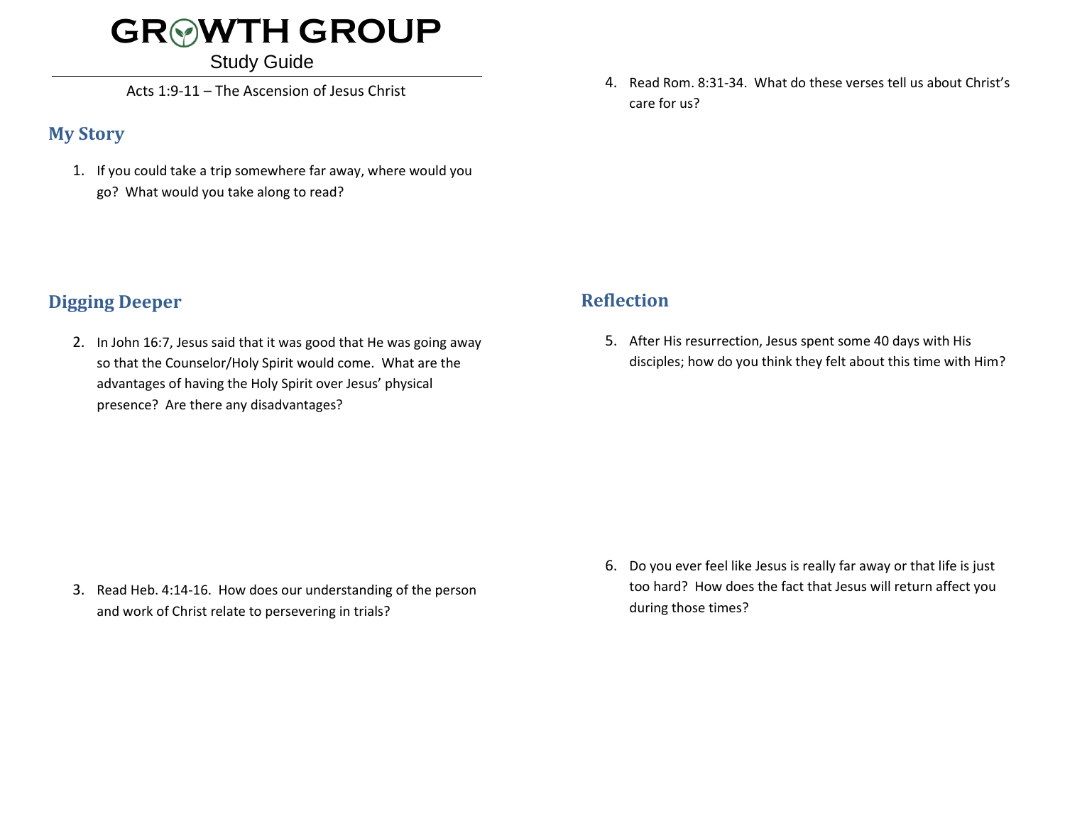# GROWTH GROUP

Study Guide

Acts 1:9-11 – The Ascension of Jesus Christ

## My Story

1. If you could take a trip somewhere far away, where would you go? What would you take along to read?

## Digging Deeper

2. In John 16:7, Jesus said that it was good that He was going away so that the Counselor/Holy Spirit would come. What are the advantages of having the Holy Spirit over Jesus' physical presence? Are there any disadvantages?

3. Read Heb. 4:14-16. How does our understanding of the person and work of Christ relate to persevering in trials?

4. Read Rom. 8:31-34. What do these verses tell us about Christ's care for us?

## Reflection

5. After His resurrection, Jesus spent some 40 days with His disciples; how do you think they felt about this time with Him?

6. Do you ever feel like Jesus is really far away or that life is just too hard? How does the fact that Jesus will return affect you during those times?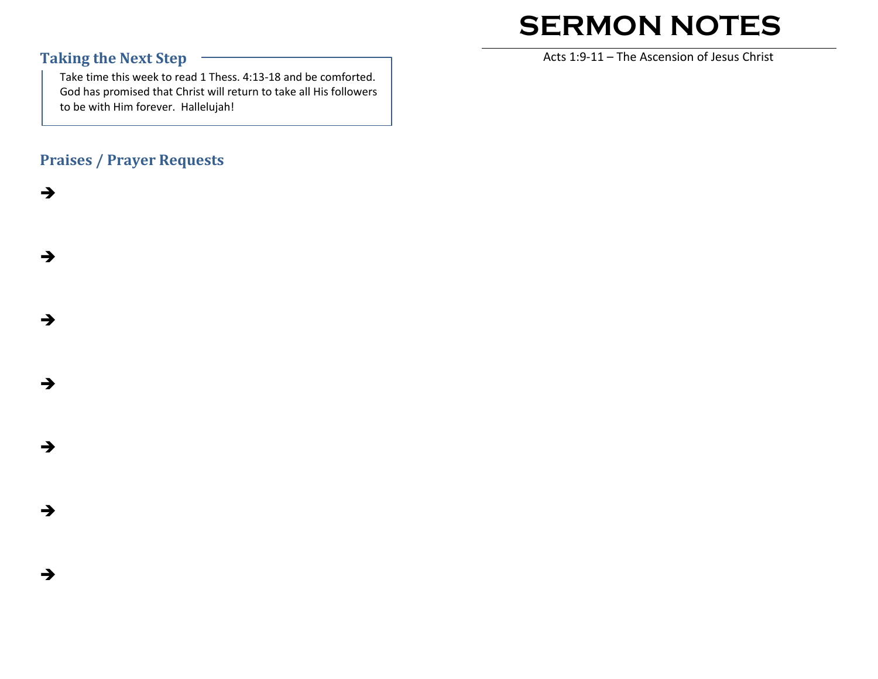## Taking the Next Step

Take time this week to read 1 Thess. 4:13-18 and be comforted. God has promised that Christ will return to take all His followers to be with Him forever. Hallelujah!

## Praises / Prayer Requests

➔

➔

➔

➔

➔

➔

➔

# SERMON NOTES

Acts 1:9-11 – The Ascension of Jesus Christ